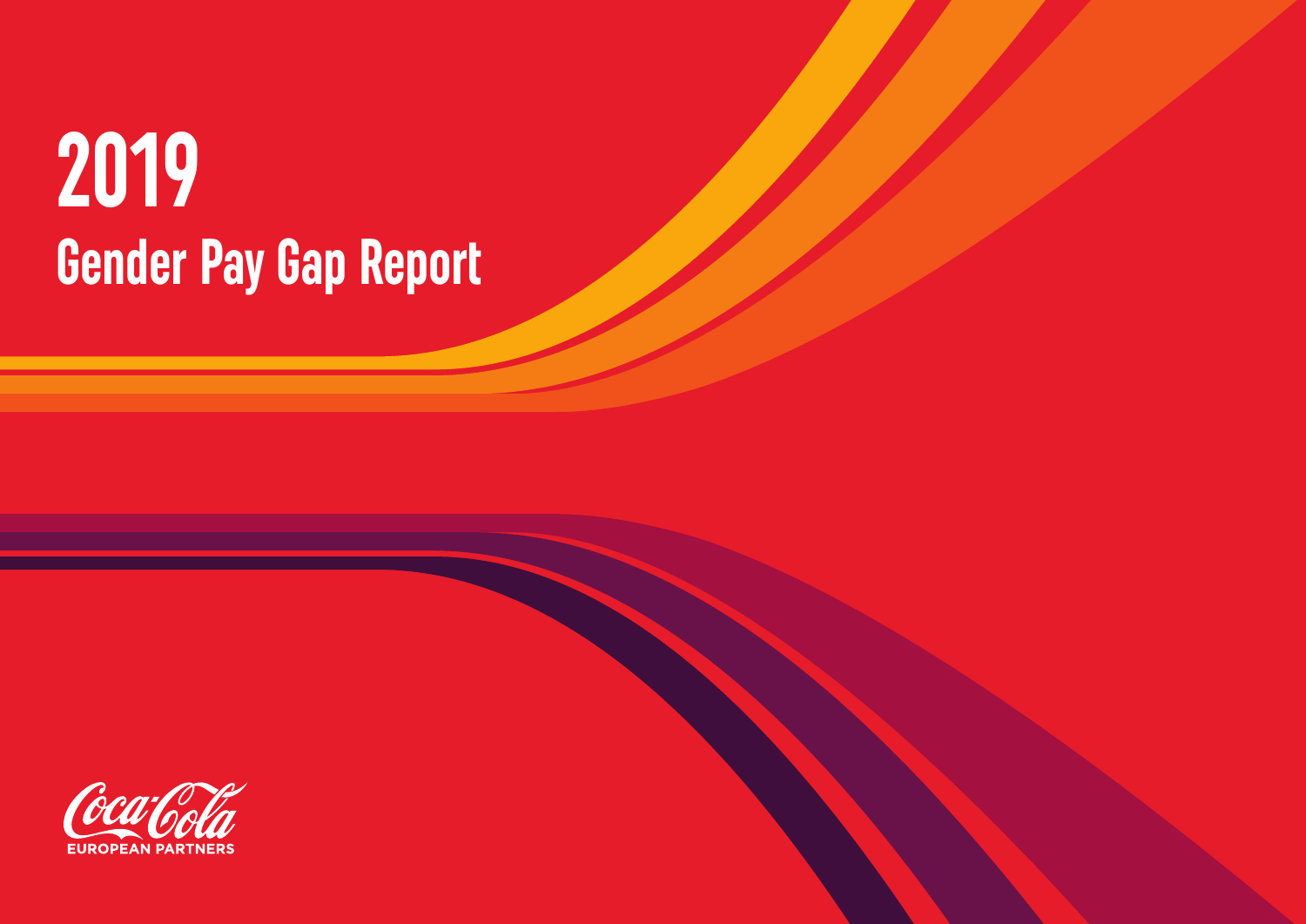# 2019

## Gender Pay Gap Report

Coca-Cola

EUROPEAN PARTNERS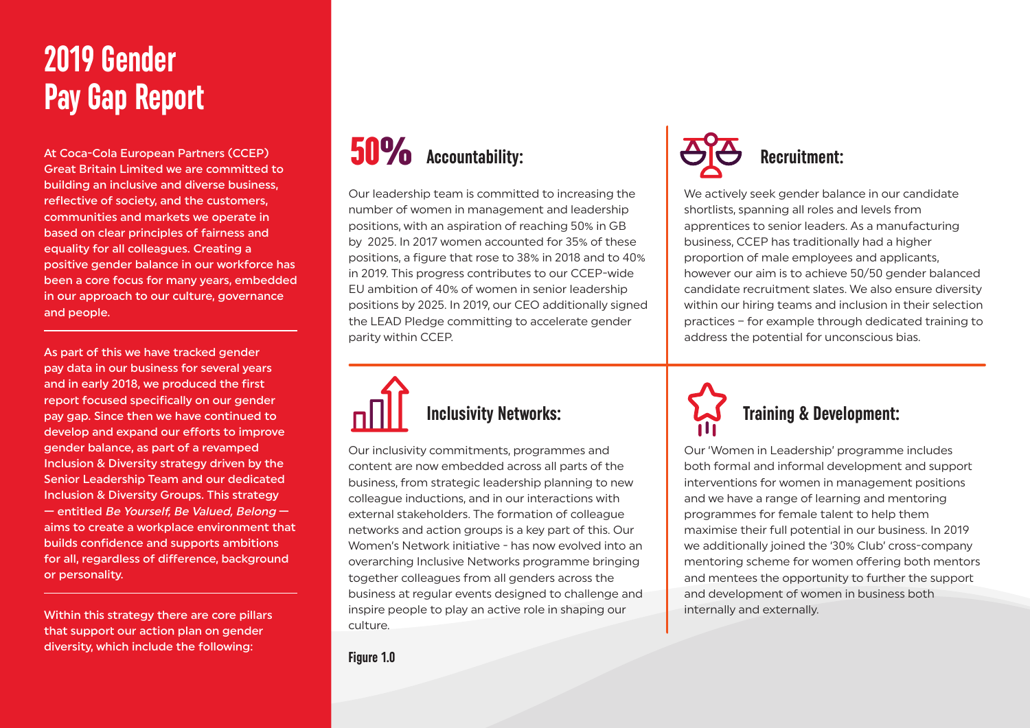# 2019 Gender Pay Gap Report

At Coca-Cola European Partners (CCEP) Great Britain Limited we are committed to building an inclusive and diverse business, reflective of society, and the customers, communities and markets we operate in based on clear principles of fairness and equality for all colleagues. Creating a positive gender balance in our workforce has been a core focus for many years, embedded in our approach to our culture, governance and people.

As part of this we have tracked gender pay data in our business for several years and in early 2018, we produced the first report focused specifically on our gender pay gap. Since then we have continued to develop and expand our efforts to improve gender balance, as part of a revamped Inclusion & Diversity strategy driven by the Senior Leadership Team and our dedicated Inclusion & Diversity Groups. This strategy — entitled *Be Yourself, Be Valued, Belong* — aims to create a workplace environment that builds confidence and supports ambitions for all, regardless of difference, background or personality.

Within this strategy there are core pillars that support our action plan on gender diversity, which include the following:

## 50% Accountability:

Our leadership team is committed to increasing the number of women in management and leadership positions, with an aspiration of reaching 50% in GB by 2025. In 2017 women accounted for 35% of these positions, a figure that rose to 38% in 2018 and to 40% in 2019. This progress contributes to our CCEP-wide EU ambition of 40% of women in senior leadership positions by 2025. In 2019, our CEO additionally signed the LEAD Pledge committing to accelerate gender parity within CCEP.

## Recruitment:

We actively seek gender balance in our candidate shortlists, spanning all roles and levels from apprentices to senior leaders. As a manufacturing business, CCEP has traditionally had a higher proportion of male employees and applicants, however our aim is to achieve 50/50 gender balanced candidate recruitment slates. We also ensure diversity within our hiring teams and inclusion in their selection practices – for example through dedicated training to address the potential for unconscious bias.

## Inclusivity Networks:

Our inclusivity commitments, programmes and content are now embedded across all parts of the business, from strategic leadership planning to new colleague inductions, and in our interactions with external stakeholders. The formation of colleague networks and action groups is a key part of this. Our Women's Network initiative - has now evolved into an overarching Inclusive Networks programme bringing together colleagues from all genders across the business at regular events designed to challenge and inspire people to play an active role in shaping our culture.

## Training & Development:

Our 'Women in Leadership' programme includes both formal and informal development and support interventions for women in management positions and we have a range of learning and mentoring programmes for female talent to help them maximise their full potential in our business. In 2019 we additionally joined the '30% Club' cross-company mentoring scheme for women offering both mentors and mentees the opportunity to further the support and development of women in business both internally and externally.

**Figure 1.0**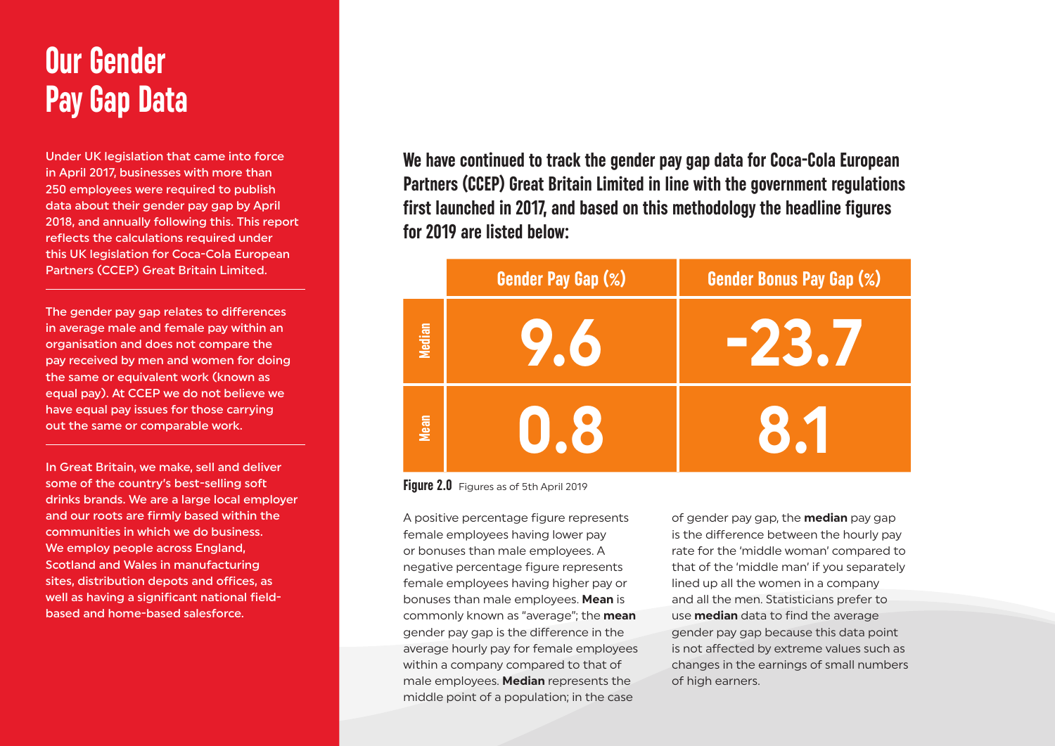# Our Gender Pay Gap Data

Under UK legislation that came into force in April 2017, businesses with more than 250 employees were required to publish data about their gender pay gap by April 2018, and annually following this. This report reflects the calculations required under this UK legislation for Coca-Cola European Partners (CCEP) Great Britain Limited.

The gender pay gap relates to differences in average male and female pay within an organisation and does not compare the pay received by men and women for doing the same or equivalent work (known as equal pay). At CCEP we do not believe we have equal pay issues for those carrying out the same or comparable work.

In Great Britain, we make, sell and deliver some of the country's best-selling soft drinks brands. We are a large local employer and our roots are firmly based within the communities in which we do business. We employ people across England, Scotland and Wales in manufacturing sites, distribution depots and offices, as well as having a significant national field-based and home-based salesforce.

**We have continued to track the gender pay gap data for Coca-Cola European Partners (CCEP) Great Britain Limited in line with the government regulations first launched in 2017, and based on this methodology the headline figures for 2019 are listed below:**

| | Gender Pay Gap (%) | Gender Bonus Pay Gap (%) |
|---|---|---|
| Median | 9.6 | -23.7 |
| Mean | 0.8 | 8.1 |

**Figure 2.0** Figures as of 5th April 2019

A positive percentage figure represents female employees having lower pay or bonuses than male employees. A negative percentage figure represents female employees having higher pay or bonuses than male employees. **Mean** is commonly known as "average"; the **mean** gender pay gap is the difference in the average hourly pay for female employees within a company compared to that of male employees. **Median** represents the middle point of a population; in the case of gender pay gap, the **median** pay gap is the difference between the hourly pay rate for the 'middle woman' compared to that of the 'middle man' if you separately lined up all the women in a company and all the men. Statisticians prefer to use **median** data to find the average gender pay gap because this data point is not affected by extreme values such as changes in the earnings of small numbers of high earners.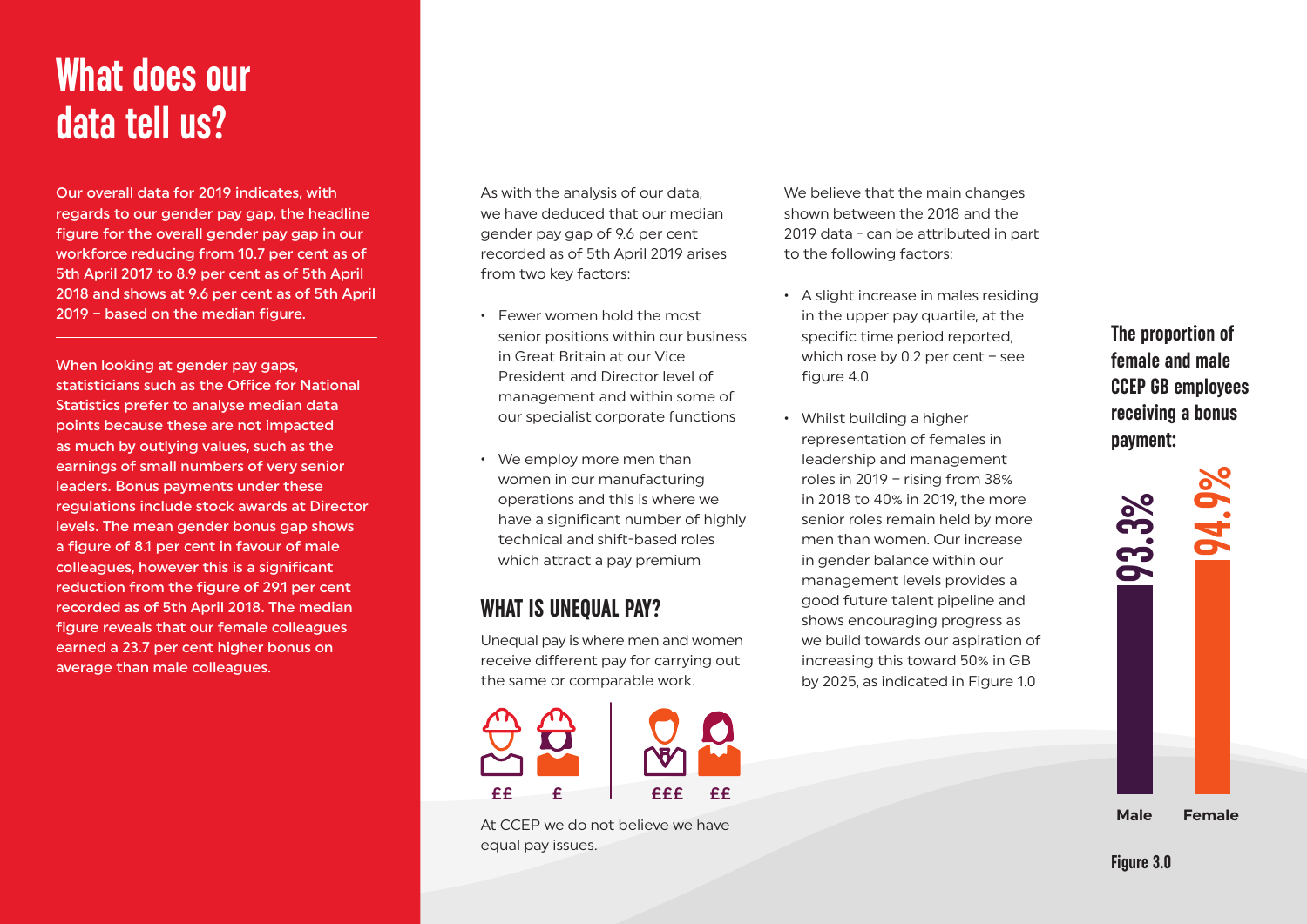# What does our data tell us?

Our overall data for 2019 indicates, with regards to our gender pay gap, the headline figure for the overall gender pay gap in our workforce reducing from 10.7 per cent as of 5th April 2017 to 8.9 per cent as of 5th April 2018 and shows at 9.6 per cent as of 5th April 2019 – based on the median figure.

---

When looking at gender pay gaps, statisticians such as the Office for National Statistics prefer to analyse median data points because these are not impacted as much by outlying values, such as the earnings of small numbers of very senior leaders. Bonus payments under these regulations include stock awards at Director levels. The mean gender bonus gap shows a figure of 8.1 per cent in favour of male colleagues, however this is a significant reduction from the figure of 29.1 per cent recorded as of 5th April 2018. The median figure reveals that our female colleagues earned a 23.7 per cent higher bonus on average than male colleagues.

As with the analysis of our data, we have deduced that our median gender pay gap of 9.6 per cent recorded as of 5th April 2019 arises from two key factors:

- Fewer women hold the most senior positions within our business in Great Britain at our Vice President and Director level of management and within some of our specialist corporate functions
- We employ more men than women in our manufacturing operations and this is where we have a significant number of highly technical and shift-based roles which attract a pay premium

## WHAT IS UNEQUAL PAY?

Unequal pay is where men and women receive different pay for carrying out the same or comparable work.

££ £ £££ ££

At CCEP we do not believe we have equal pay issues.

We believe that the main changes shown between the 2018 and the 2019 data - can be attributed in part to the following factors:

- A slight increase in males residing in the upper pay quartile, at the specific time period reported, which rose by 0.2 per cent – see figure 4.0
- Whilst building a higher representation of females in leadership and management roles in 2019 – rising from 38% in 2018 to 40% in 2019, the more senior roles remain held by more men than women. Our increase in gender balance within our management levels provides a good future talent pipeline and shows encouraging progress as we build towards our aspiration of increasing this toward 50% in GB by 2025, as indicated in Figure 1.0

**The proportion of female and male CCEP GB employees receiving a bonus payment:**

93.3%
94.9%
Male
Female

Figure 3.0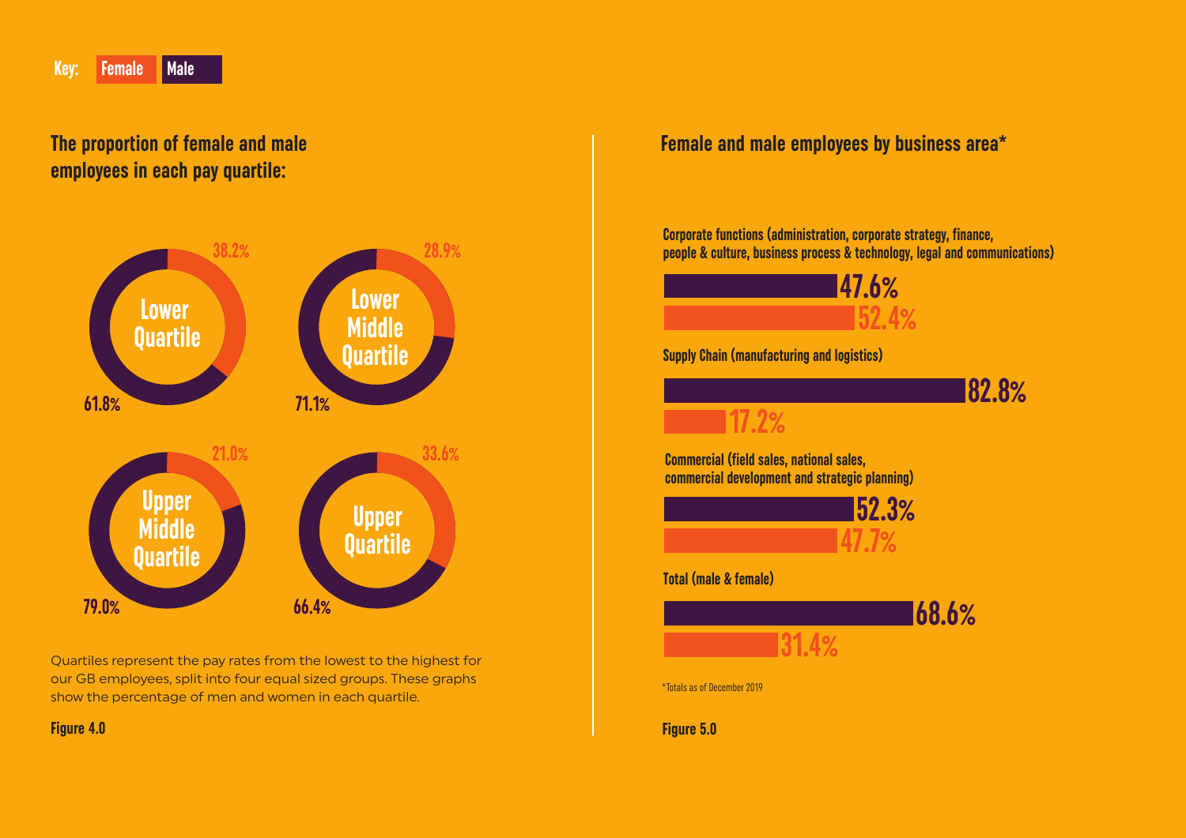Key: Female Male

## The proportion of female and male employees in each pay quartile:

Lower Quartile
38.2%
61.8%

Lower Middle Quartile
28.9%
71.1%

Upper Middle Quartile
21.0%
79.0%

Upper Quartile
33.6%
66.4%

Quartiles represent the pay rates from the lowest to the highest for our GB employees, split into four equal sized groups. These graphs show the percentage of men and women in each quartile.

**Figure 4.0**

## Female and male employees by business area*

Corporate functions (administration, corporate strategy, finance, people & culture, business process & technology, legal and communications)
47.6%
52.4%

Supply Chain (manufacturing and logistics)
82.8%
17.2%

Commercial (field sales, national sales, commercial development and strategic planning)
52.3%
47.7%

Total (male & female)
68.6%
31.4%

*Totals as of December 2019

**Figure 5.0**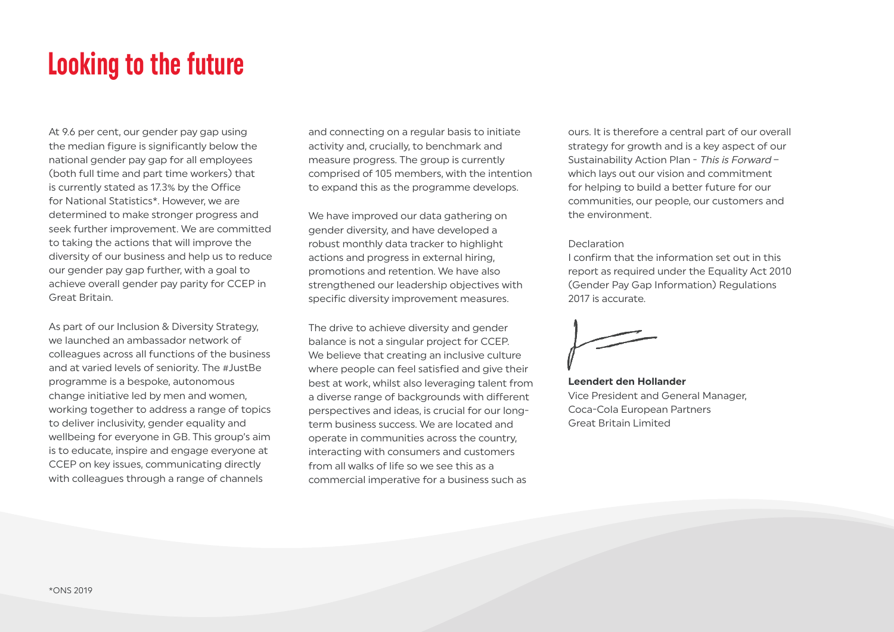# Looking to the future

At 9.6 per cent, our gender pay gap using the median figure is significantly below the national gender pay gap for all employees (both full time and part time workers) that is currently stated as 17.3% by the Office for National Statistics*. However, we are determined to make stronger progress and seek further improvement. We are committed to taking the actions that will improve the diversity of our business and help us to reduce our gender pay gap further, with a goal to achieve overall gender pay parity for CCEP in Great Britain.

As part of our Inclusion & Diversity Strategy, we launched an ambassador network of colleagues across all functions of the business and at varied levels of seniority. The #JustBe programme is a bespoke, autonomous change initiative led by men and women, working together to address a range of topics to deliver inclusivity, gender equality and wellbeing for everyone in GB. This group's aim is to educate, inspire and engage everyone at CCEP on key issues, communicating directly with colleagues through a range of channels and connecting on a regular basis to initiate activity and, crucially, to benchmark and measure progress. The group is currently comprised of 105 members, with the intention to expand this as the programme develops.

We have improved our data gathering on gender diversity, and have developed a robust monthly data tracker to highlight actions and progress in external hiring, promotions and retention. We have also strengthened our leadership objectives with specific diversity improvement measures.

The drive to achieve diversity and gender balance is not a singular project for CCEP. We believe that creating an inclusive culture where people can feel satisfied and give their best at work, whilst also leveraging talent from a diverse range of backgrounds with different perspectives and ideas, is crucial for our long-term business success. We are located and operate in communities across the country, interacting with consumers and customers from all walks of life so we see this as a commercial imperative for a business such as ours. It is therefore a central part of our overall strategy for growth and is a key aspect of our Sustainability Action Plan - *This is Forward* – which lays out our vision and commitment for helping to build a better future for our communities, our people, our customers and the environment.

Declaration

I confirm that the information set out in this report as required under the Equality Act 2010 (Gender Pay Gap Information) Regulations 2017 is accurate.

**Leendert den Hollander**
Vice President and General Manager,
Coca-Cola European Partners
Great Britain Limited

*ONS 2019